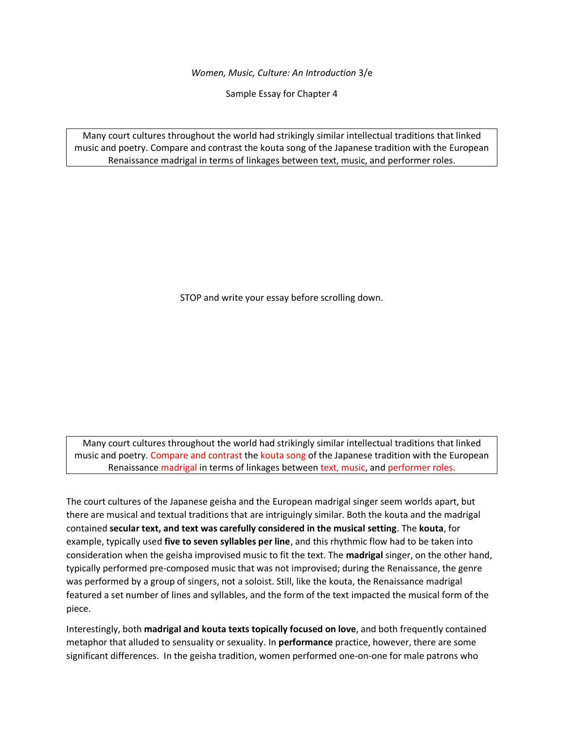*Women, Music, Culture: An Introduction* 3/e

Sample Essay for Chapter 4

> Many court cultures throughout the world had strikingly similar intellectual traditions that linked music and poetry. Compare and contrast the kouta song of the Japanese tradition with the European Renaissance madrigal in terms of linkages between text, music, and performer roles.

STOP and write your essay before scrolling down.

> Many court cultures throughout the world had strikingly similar intellectual traditions that linked music and poetry. Compare and contrast the kouta song of the Japanese tradition with the European Renaissance madrigal in terms of linkages between text, music, and performer roles.

The court cultures of the Japanese geisha and the European madrigal singer seem worlds apart, but there are musical and textual traditions that are intriguingly similar. Both the kouta and the madrigal contained **secular text, and text was carefully considered in the musical setting**. The **kouta**, for example, typically used **five to seven syllables per line**, and this rhythmic flow had to be taken into consideration when the geisha improvised music to fit the text. The **madrigal** singer, on the other hand, typically performed pre-composed music that was not improvised; during the Renaissance, the genre was performed by a group of singers, not a soloist. Still, like the kouta, the Renaissance madrigal featured a set number of lines and syllables, and the form of the text impacted the musical form of the piece.

Interestingly, both **madrigal and kouta texts topically focused on love**, and both frequently contained metaphor that alluded to sensuality or sexuality. In **performance** practice, however, there are some significant differences. In the geisha tradition, women performed one-on-one for male patrons who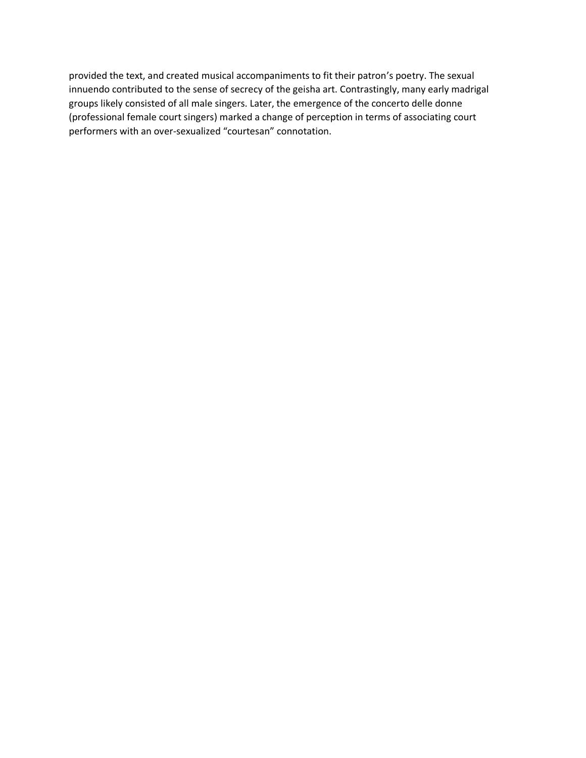provided the text, and created musical accompaniments to fit their patron's poetry. The sexual innuendo contributed to the sense of secrecy of the geisha art. Contrastingly, many early madrigal groups likely consisted of all male singers. Later, the emergence of the concerto delle donne (professional female court singers) marked a change of perception in terms of associating court performers with an over-sexualized "courtesan" connotation.